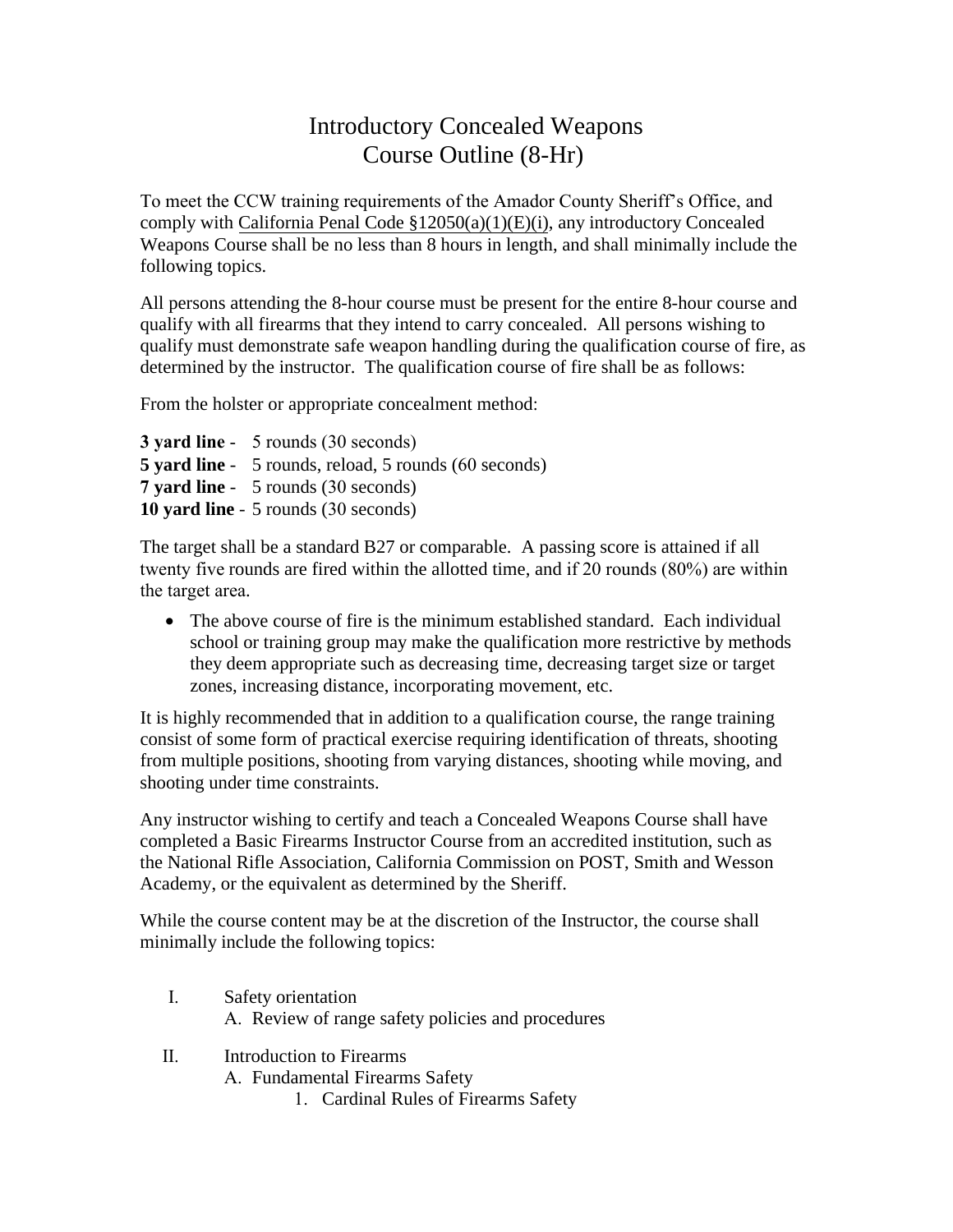# Introductory Concealed Weapons Course Outline (8-Hr)

To meet the CCW training requirements of the Amador County Sheriff's Office, and comply with California Penal Code §12050(a)(1)(E)(i), any introductory Concealed Weapons Course shall be no less than 8 hours in length, and shall minimally include the following topics.

All persons attending the 8-hour course must be present for the entire 8-hour course and qualify with all firearms that they intend to carry concealed. All persons wishing to qualify must demonstrate safe weapon handling during the qualification course of fire, as determined by the instructor. The qualification course of fire shall be as follows:

From the holster or appropriate concealment method:

**3 yard line** - 5 rounds (30 seconds)
**5 yard line** - 5 rounds, reload, 5 rounds (60 seconds)
**7 yard line** - 5 rounds (30 seconds)
**10 yard line** - 5 rounds (30 seconds)

The target shall be a standard B27 or comparable. A passing score is attained if all twenty five rounds are fired within the allotted time, and if 20 rounds (80%) are within the target area.

- The above course of fire is the minimum established standard. Each individual school or training group may make the qualification more restrictive by methods they deem appropriate such as decreasing time, decreasing target size or target zones, increasing distance, incorporating movement, etc.

It is highly recommended that in addition to a qualification course, the range training consist of some form of practical exercise requiring identification of threats, shooting from multiple positions, shooting from varying distances, shooting while moving, and shooting under time constraints.

Any instructor wishing to certify and teach a Concealed Weapons Course shall have completed a Basic Firearms Instructor Course from an accredited institution, such as the National Rifle Association, California Commission on POST, Smith and Wesson Academy, or the equivalent as determined by the Sheriff.

While the course content may be at the discretion of the Instructor, the course shall minimally include the following topics:

I. Safety orientation
   A. Review of range safety policies and procedures

II. Introduction to Firearms
   A. Fundamental Firearms Safety
      1. Cardinal Rules of Firearms Safety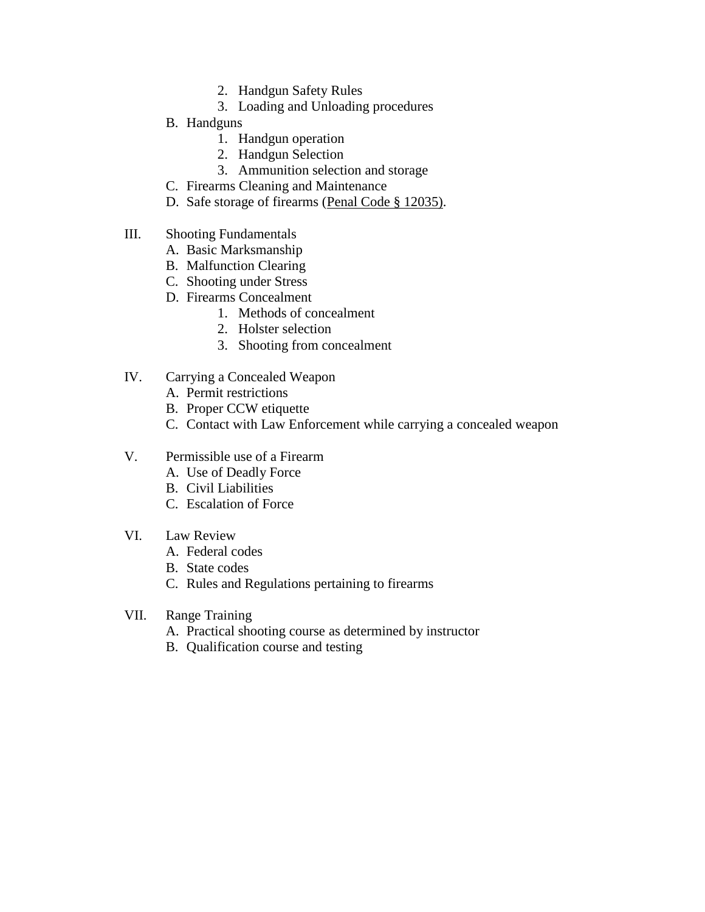2. Handgun Safety Rules
3. Loading and Unloading procedures

B. Handguns
   1. Handgun operation
   2. Handgun Selection
   3. Ammunition selection and storage

C. Firearms Cleaning and Maintenance

D. Safe storage of firearms (Penal Code § 12035).

III. Shooting Fundamentals
   A. Basic Marksmanship
   B. Malfunction Clearing
   C. Shooting under Stress
   D. Firearms Concealment
      1. Methods of concealment
      2. Holster selection
      3. Shooting from concealment

IV. Carrying a Concealed Weapon
   A. Permit restrictions
   B. Proper CCW etiquette
   C. Contact with Law Enforcement while carrying a concealed weapon

V. Permissible use of a Firearm
   A. Use of Deadly Force
   B. Civil Liabilities
   C. Escalation of Force

VI. Law Review
   A. Federal codes
   B. State codes
   C. Rules and Regulations pertaining to firearms

VII. Range Training
   A. Practical shooting course as determined by instructor
   B. Qualification course and testing